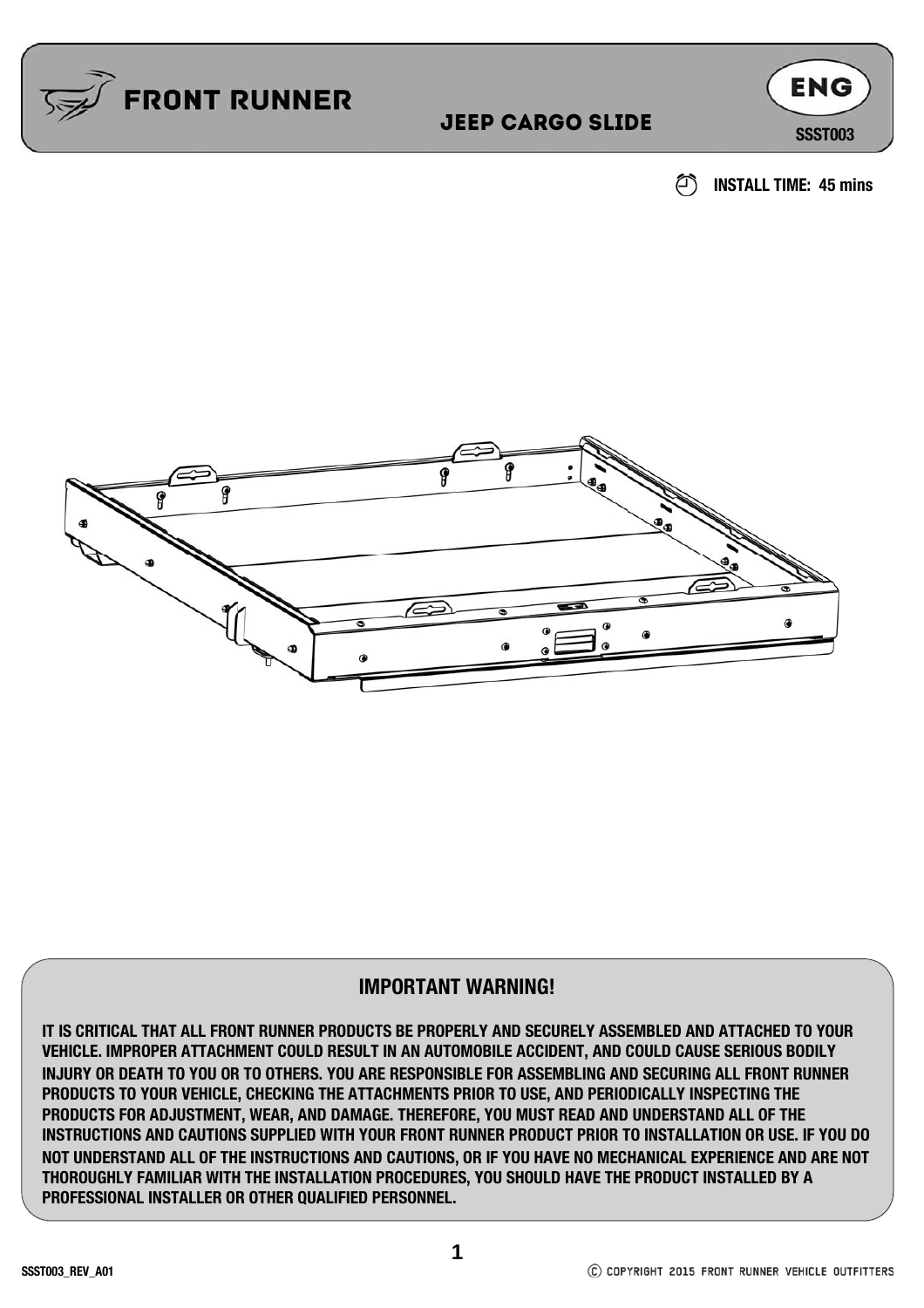# FRONT RUNNER

## JEEP CARGO SLIDE

**ENG**

**SSST003**

**INSTALL TIME: 45 mins**

## IMPORTANT WARNING!

**IT IS CRITICAL THAT ALL FRONT RUNNER PRODUCTS BE PROPERLY AND SECURELY ASSEMBLED AND ATTACHED TO YOUR VEHICLE. IMPROPER ATTACHMENT COULD RESULT IN AN AUTOMOBILE ACCIDENT, AND COULD CAUSE SERIOUS BODILY INJURY OR DEATH TO YOU OR TO OTHERS. YOU ARE RESPONSIBLE FOR ASSEMBLING AND SECURING ALL FRONT RUNNER PRODUCTS TO YOUR VEHICLE, CHECKING THE ATTACHMENTS PRIOR TO USE, AND PERIODICALLY INSPECTING THE PRODUCTS FOR ADJUSTMENT, WEAR, AND DAMAGE. THEREFORE, YOU MUST READ AND UNDERSTAND ALL OF THE INSTRUCTIONS AND CAUTIONS SUPPLIED WITH YOUR FRONT RUNNER PRODUCT PRIOR TO INSTALLATION OR USE. IF YOU DO NOT UNDERSTAND ALL OF THE INSTRUCTIONS AND CAUTIONS, OR IF YOU HAVE NO MECHANICAL EXPERIENCE AND ARE NOT THOROUGHLY FAMILIAR WITH THE INSTALLATION PROCEDURES, YOU SHOULD HAVE THE PRODUCT INSTALLED BY A PROFESSIONAL INSTALLER OR OTHER QUALIFIED PERSONNEL.**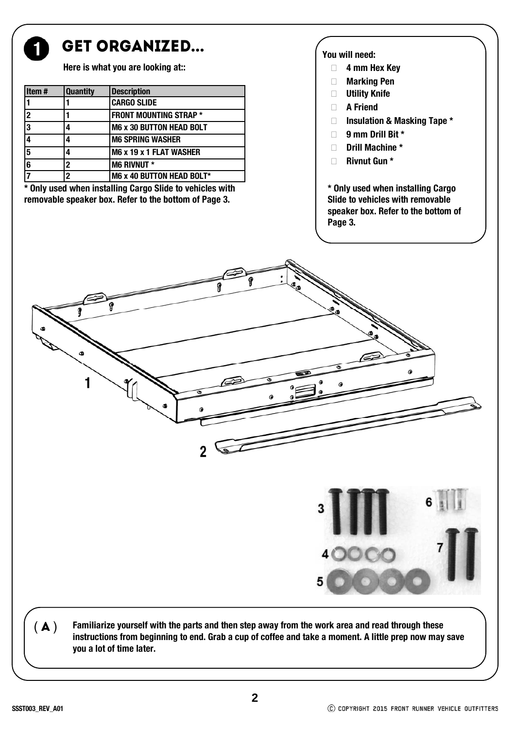# 1 GET ORGANIZED...

**Here is what you are looking at::**

| Item # | Quantity | Description |
|---|---|---|
| 1 | 1 | CARGO SLIDE |
| 2 | 1 | FRONT MOUNTING STRAP * |
| 3 | 4 | M6 x 30 BUTTON HEAD BOLT |
| 4 | 4 | M6 SPRING WASHER |
| 5 | 4 | M6 x 19 x 1 FLAT WASHER |
| 6 | 2 | M6 RIVNUT * |
| 7 | 2 | M6 x 40 BUTTON HEAD BOLT* |

**\* Only used when installing Cargo Slide to vehicles with removable speaker box. Refer to the bottom of Page 3.**

**You will need:**

- 4 mm Hex Key
- Marking Pen
- Utility Knife
- A Friend
- Insulation & Masking Tape *
- 9 mm Drill Bit *
- Drill Machine *
- Rivnut Gun *

**\* Only used when installing Cargo Slide to vehicles with removable speaker box. Refer to the bottom of Page 3.**

1

2

3

4

5

6

7

**( A )** **Familiarize yourself with the parts and then step away from the work area and read through these instructions from beginning to end. Grab a cup of coffee and take a moment. A little prep now may save you a lot of time later.**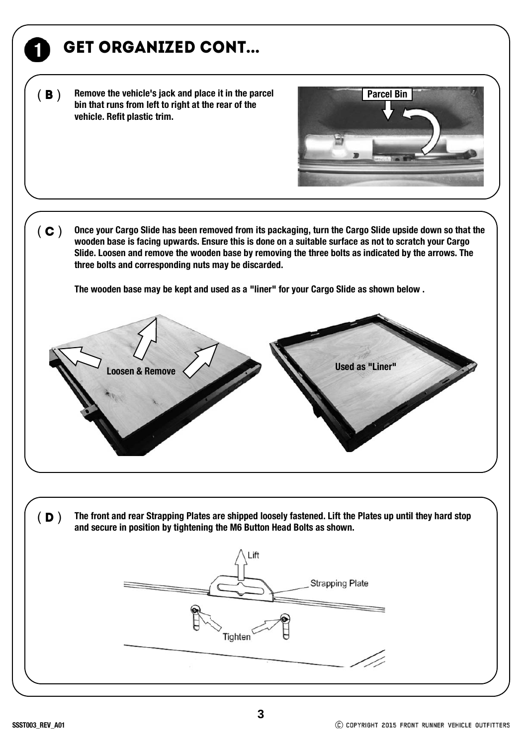# 1 GET ORGANIZED CONT...

**( B )** **Remove the vehicle's jack and place it in the parcel bin that runs from left to right at the rear of the vehicle. Refit plastic trim.**

Parcel Bin

**( C )** **Once your Cargo Slide has been removed from its packaging, turn the Cargo Slide upside down so that the wooden base is facing upwards. Ensure this is done on a suitable surface as not to scratch your Cargo Slide. Loosen and remove the wooden base by removing the three bolts as indicated by the arrows. The three bolts and corresponding nuts may be discarded.**

**The wooden base may be kept and used as a "liner" for your Cargo Slide as shown below .**

Loosen & Remove

Used as "Liner"

**( D )** **The front and rear Strapping Plates are shipped loosely fastened. Lift the Plates up until they hard stop and secure in position by tightening the M6 Button Head Bolts as shown.**

Lift

Strapping Plate

Tighten

SSST003_REV_A01

© COPYRIGHT 2015 FRONT RUNNER VEHICLE OUTFITTERS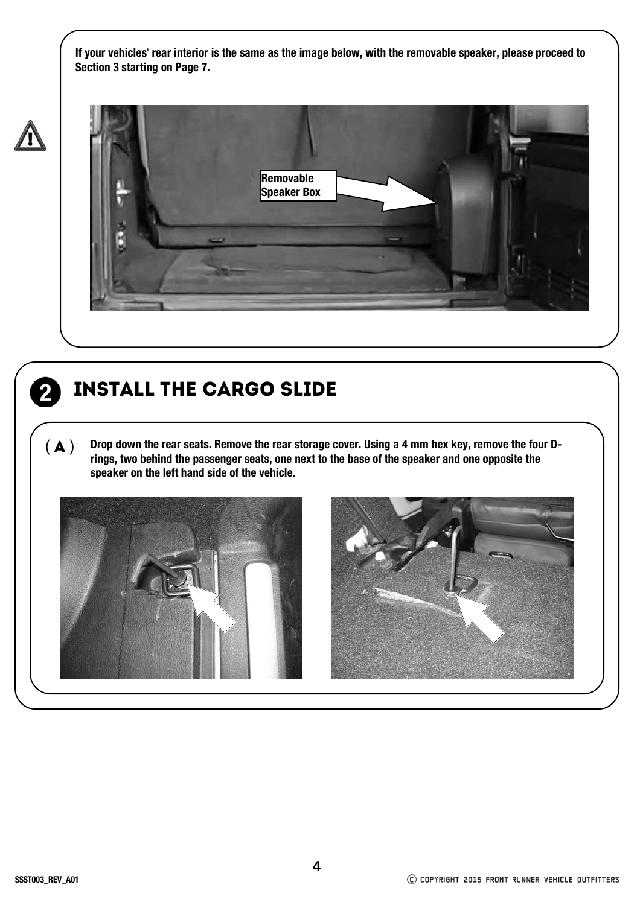If your vehicles' rear interior is the same as the image below, with the removable speaker, please proceed to Section 3 starting on Page 7.

Removable Speaker Box

## 2 INSTALL THE CARGO SLIDE

**( A )** Drop down the rear seats. Remove the rear storage cover. Using a 4 mm hex key, remove the four D-rings, two behind the passenger seats, one next to the base of the speaker and one opposite the speaker on the left hand side of the vehicle.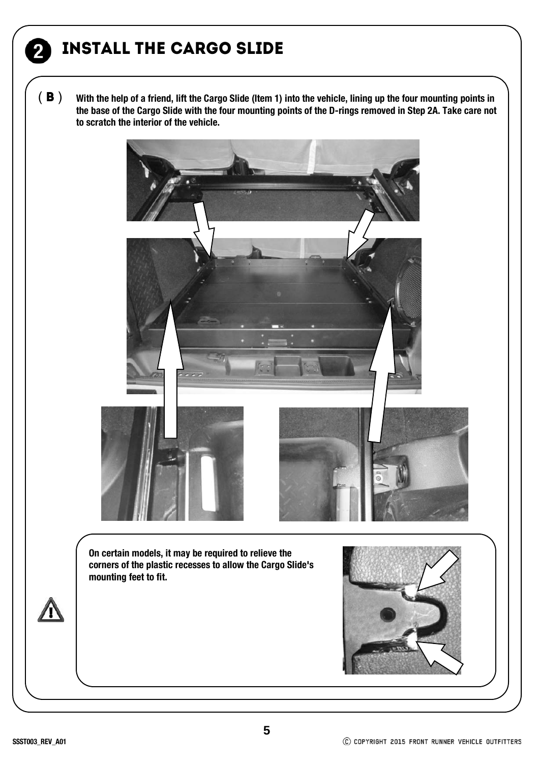## 2 INSTALL THE CARGO SLIDE

**( B )** **With the help of a friend, lift the Cargo Slide (Item 1) into the vehicle, lining up the four mounting points in the base of the Cargo Slide with the four mounting points of the D-rings removed in Step 2A. Take care not to scratch the interior of the vehicle.**

**On certain models, it may be required to relieve the corners of the plastic recesses to allow the Cargo Slide's mounting feet to fit.**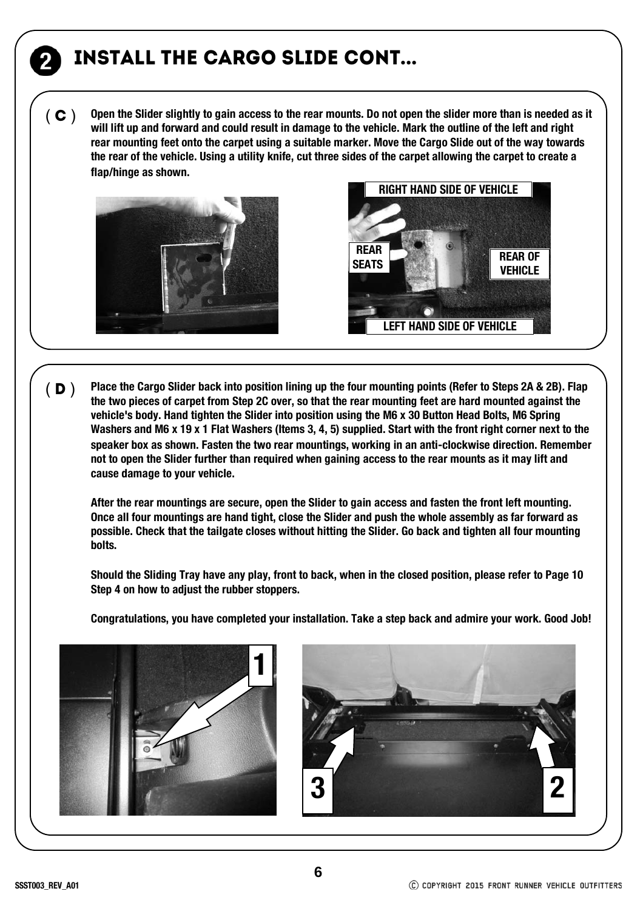# 2 INSTALL THE CARGO SLIDE CONT...

**( C )** **Open the Slider slightly to gain access to the rear mounts. Do not open the slider more than is needed as it will lift up and forward and could result in damage to the vehicle. Mark the outline of the left and right rear mounting feet onto the carpet using a suitable marker. Move the Cargo Slide out of the way towards the rear of the vehicle. Using a utility knife, cut three sides of the carpet allowing the carpet to create a flap/hinge as shown.**

RIGHT HAND SIDE OF VEHICLE

REAR SEATS

REAR OF VEHICLE

LEFT HAND SIDE OF VEHICLE

**( D )** **Place the Cargo Slider back into position lining up the four mounting points (Refer to Steps 2A & 2B). Flap the two pieces of carpet from Step 2C over, so that the rear mounting feet are hard mounted against the vehicle's body. Hand tighten the Slider into position using the M6 x 30 Button Head Bolts, M6 Spring Washers and M6 x 19 x 1 Flat Washers (Items 3, 4, 5) supplied. Start with the front right corner next to the speaker box as shown. Fasten the two rear mountings, working in an anti-clockwise direction. Remember not to open the Slider further than required when gaining access to the rear mounts as it may lift and cause damage to your vehicle.**

**After the rear mountings are secure, open the Slider to gain access and fasten the front left mounting. Once all four mountings are hand tight, close the Slider and push the whole assembly as far forward as possible. Check that the tailgate closes without hitting the Slider. Go back and tighten all four mounting bolts.**

**Should the Sliding Tray have any play, front to back, when in the closed position, please refer to Page 10 Step 4 on how to adjust the rubber stoppers.**

**Congratulations, you have completed your installation. Take a step back and admire your work. Good Job!**

1

3

2

SSST003_REV_A01

© COPYRIGHT 2015 FRONT RUNNER VEHICLE OUTFITTERS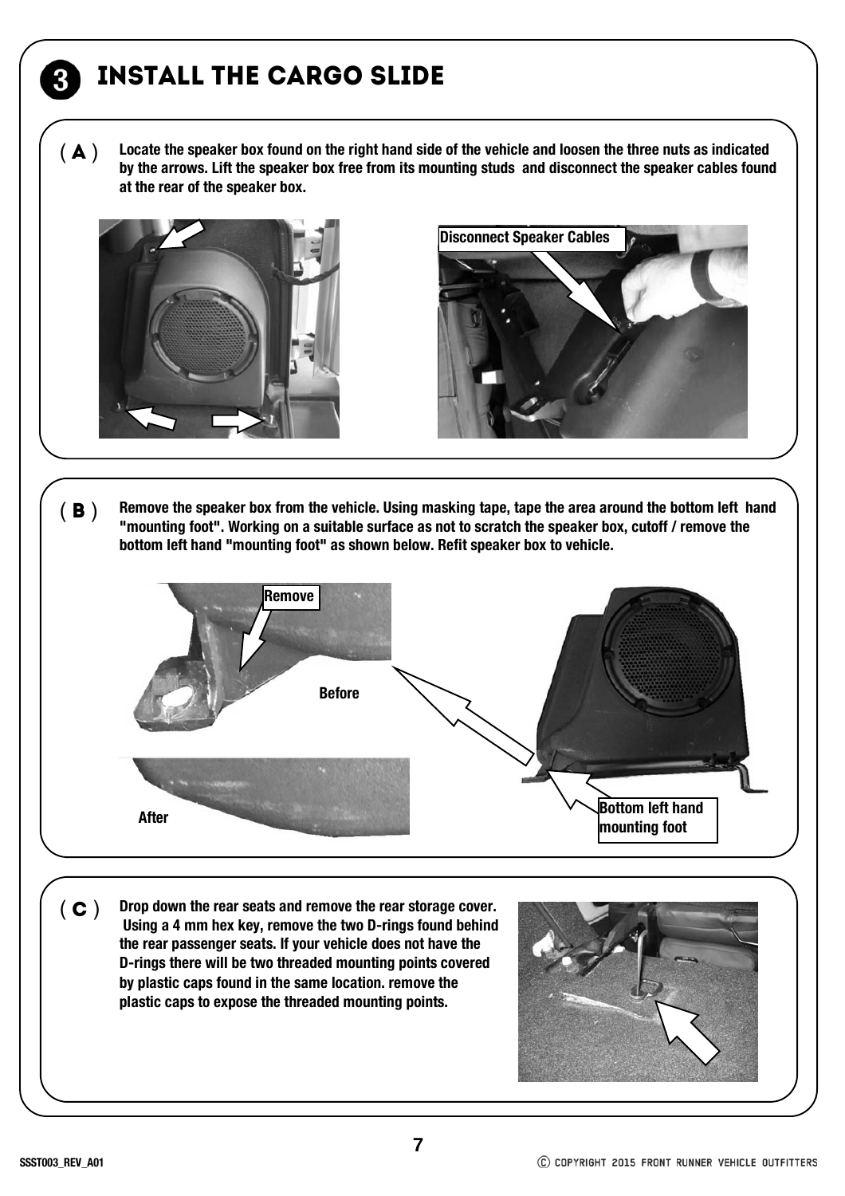# 3 INSTALL THE CARGO SLIDE

**( A )** **Locate the speaker box found on the right hand side of the vehicle and loosen the three nuts as indicated by the arrows. Lift the speaker box free from its mounting studs and disconnect the speaker cables found at the rear of the speaker box.**

Disconnect Speaker Cables

**( B )** **Remove the speaker box from the vehicle. Using masking tape, tape the area around the bottom left hand "mounting foot". Working on a suitable surface as not to scratch the speaker box, cutoff / remove the bottom left hand "mounting foot" as shown below. Refit speaker box to vehicle.**

Remove

Before

After

Bottom left hand mounting foot

**( C )** **Drop down the rear seats and remove the rear storage cover. Using a 4 mm hex key, remove the two D-rings found behind the rear passenger seats. If your vehicle does not have the D-rings there will be two threaded mounting points covered by plastic caps found in the same location. remove the plastic caps to expose the threaded mounting points.**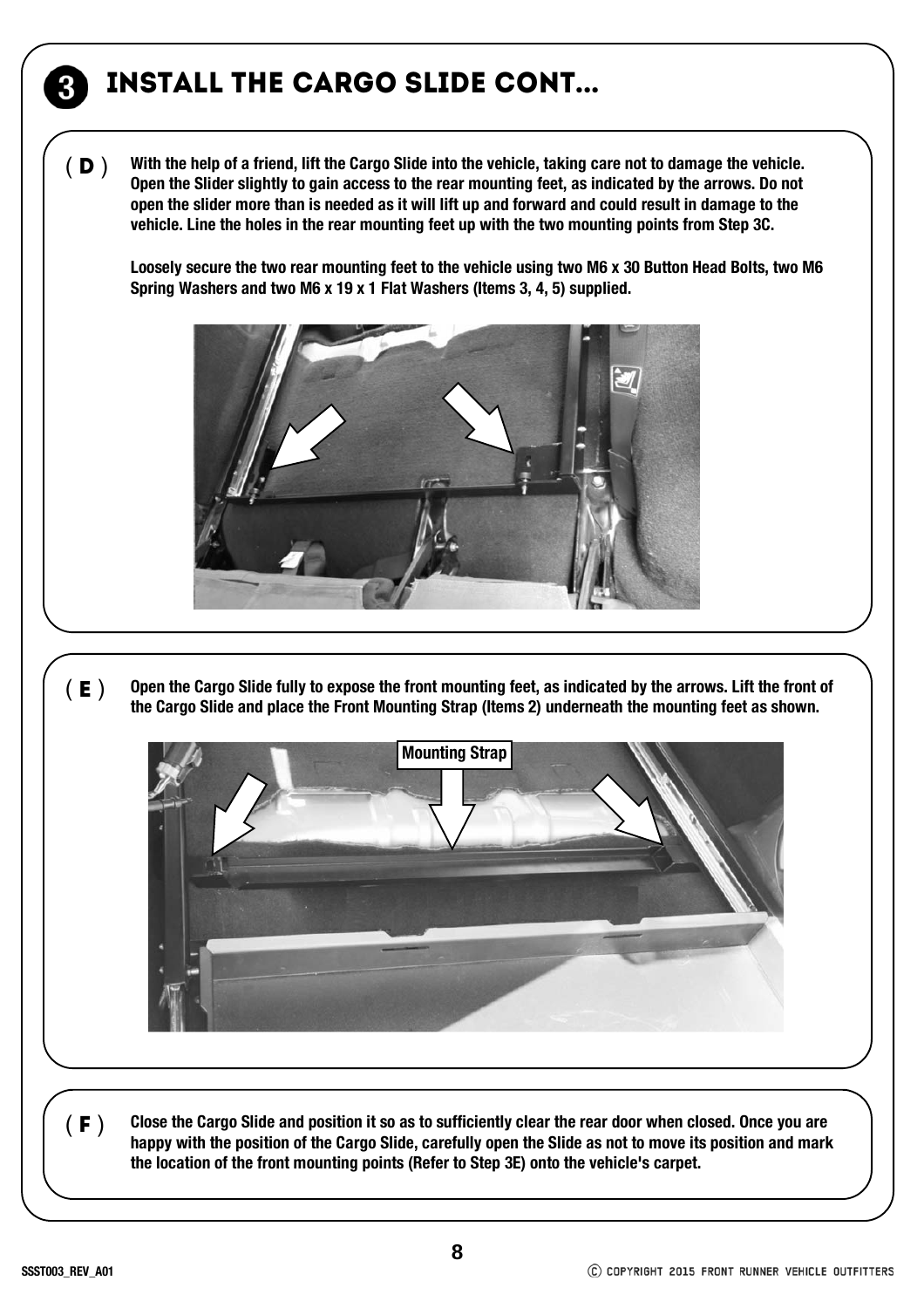# 3 INSTALL THE CARGO SLIDE CONT...

**( D )** **With the help of a friend, lift the Cargo Slide into the vehicle, taking care not to damage the vehicle. Open the Slider slightly to gain access to the rear mounting feet, as indicated by the arrows. Do not open the slider more than is needed as it will lift up and forward and could result in damage to the vehicle. Line the holes in the rear mounting feet up with the two mounting points from Step 3C.**

**Loosely secure the two rear mounting feet to the vehicle using two M6 x 30 Button Head Bolts, two M6 Spring Washers and two M6 x 19 x 1 Flat Washers (Items 3, 4, 5) supplied.**

**( E )** **Open the Cargo Slide fully to expose the front mounting feet, as indicated by the arrows. Lift the front of the Cargo Slide and place the Front Mounting Strap (Items 2) underneath the mounting feet as shown.**

Mounting Strap

**( F )** **Close the Cargo Slide and position it so as to sufficiently clear the rear door when closed. Once you are happy with the position of the Cargo Slide, carefully open the Slide as not to move its position and mark the location of the front mounting points (Refer to Step 3E) onto the vehicle's carpet.**

SSST003_REV_A01

© COPYRIGHT 2015 FRONT RUNNER VEHICLE OUTFITTERS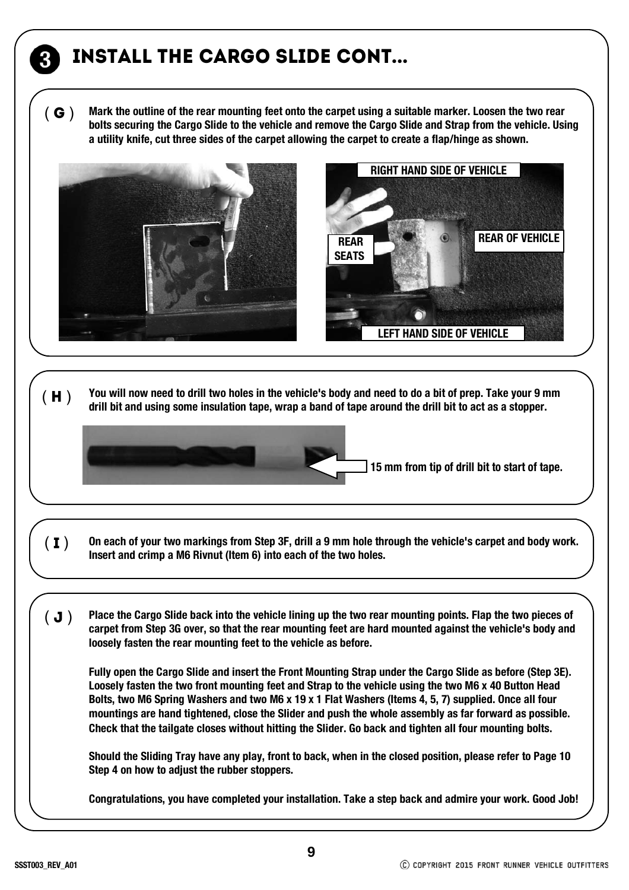# 3 INSTALL THE CARGO SLIDE CONT...

**( G )** Mark the outline of the rear mounting feet onto the carpet using a suitable marker. Loosen the two rear bolts securing the Cargo Slide to the vehicle and remove the Cargo Slide and Strap from the vehicle. Using a utility knife, cut three sides of the carpet allowing the carpet to create a flap/hinge as shown.

RIGHT HAND SIDE OF VEHICLE

REAR SEATS

REAR OF VEHICLE

LEFT HAND SIDE OF VEHICLE

**( H )** You will now need to drill two holes in the vehicle's body and need to do a bit of prep. Take your 9 mm drill bit and using some insulation tape, wrap a band of tape around the drill bit to act as a stopper.

15 mm from tip of drill bit to start of tape.

**( I )** On each of your two markings from Step 3F, drill a 9 mm hole through the vehicle's carpet and body work. Insert and crimp a M6 Rivnut (Item 6) into each of the two holes.

**( J )** Place the Cargo Slide back into the vehicle lining up the two rear mounting points. Flap the two pieces of carpet from Step 3G over, so that the rear mounting feet are hard mounted against the vehicle's body and loosely fasten the rear mounting feet to the vehicle as before.

Fully open the Cargo Slide and insert the Front Mounting Strap under the Cargo Slide as before (Step 3E). Loosely fasten the two front mounting feet and Strap to the vehicle using the two M6 x 40 Button Head Bolts, two M6 Spring Washers and two M6 x 19 x 1 Flat Washers (Items 4, 5, 7) supplied. Once all four mountings are hand tightened, close the Slider and push the whole assembly as far forward as possible. Check that the tailgate closes without hitting the Slider. Go back and tighten all four mounting bolts.

Should the Sliding Tray have any play, front to back, when in the closed position, please refer to Page 10 Step 4 on how to adjust the rubber stoppers.

Congratulations, you have completed your installation. Take a step back and admire your work. Good Job!

SSST003_REV_A01

© COPYRIGHT 2015 FRONT RUNNER VEHICLE OUTFITTERS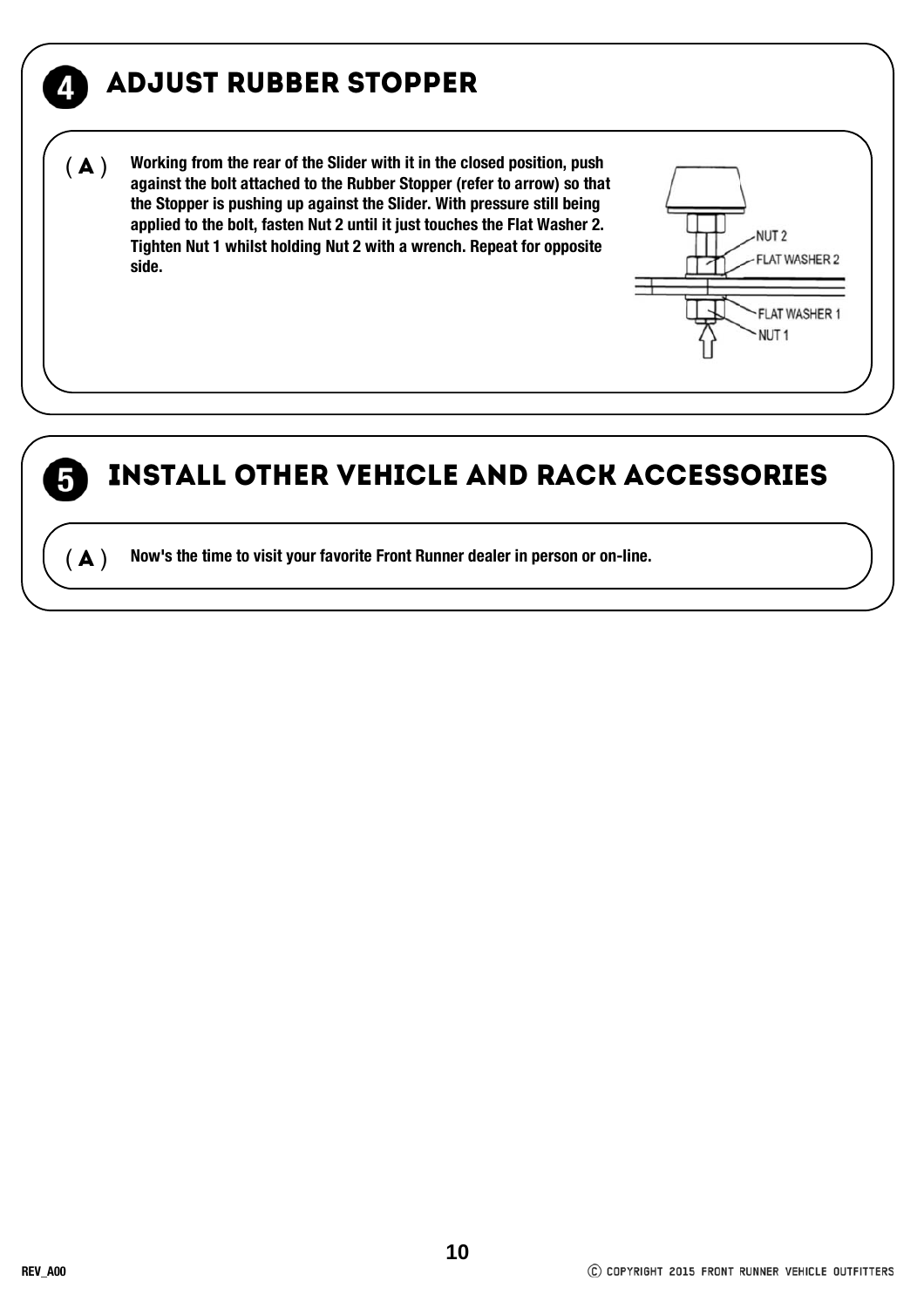## 4 ADJUST RUBBER STOPPER

**( A )** **Working from the rear of the Slider with it in the closed position, push against the bolt attached to the Rubber Stopper (refer to arrow) so that the Stopper is pushing up against the Slider. With pressure still being applied to the bolt, fasten Nut 2 until it just touches the Flat Washer 2. Tighten Nut 1 whilst holding Nut 2 with a wrench. Repeat for opposite side.**

NUT 2
FLAT WASHER 2
FLAT WASHER 1
NUT 1

## 5 INSTALL OTHER VEHICLE AND RACK ACCESSORIES

**( A )** **Now's the time to visit your favorite Front Runner dealer in person or on-line.**

REV_A00

Ⓒ COPYRIGHT 2015 FRONT RUNNER VEHICLE OUTFITTERS